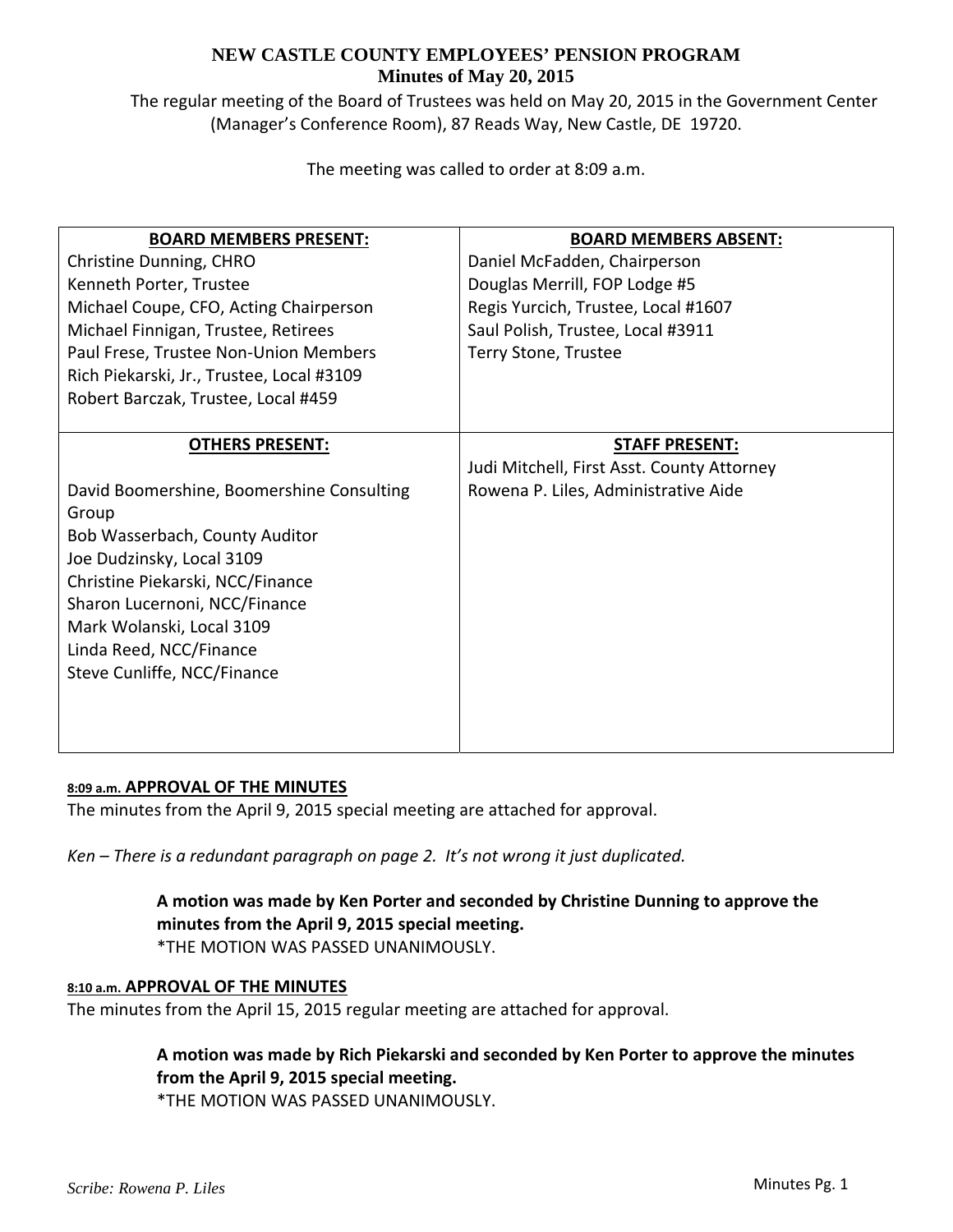# NEW CASTLE COUNTY EMPLOYEES' PENSION PROGRAM

## Minutes of May 20, 2015

The regular meeting of the Board of Trustees was held on May 20, 2015 in the Government Center (Manager's Conference Room), 87 Reads Way, New Castle, DE 19720.

The meeting was called to order at 8:09 a.m.

| BOARD MEMBERS PRESENT: | BOARD MEMBERS ABSENT: |
| --- | --- |
| Christine Dunning, CHRO<br>Kenneth Porter, Trustee<br>Michael Coupe, CFO, Acting Chairperson<br>Michael Finnigan, Trustee, Retirees<br>Paul Frese, Trustee Non-Union Members<br>Rich Piekarski, Jr., Trustee, Local #3109<br>Robert Barczak, Trustee, Local #459 | Daniel McFadden, Chairperson<br>Douglas Merrill, FOP Lodge #5<br>Regis Yurcich, Trustee, Local #1607<br>Saul Polish, Trustee, Local #3911<br>Terry Stone, Trustee |
| **OTHERS PRESENT:** | **STAFF PRESENT:** |
| David Boomershine, Boomershine Consulting Group<br>Bob Wasserbach, County Auditor<br>Joe Dudzinsky, Local 3109<br>Christine Piekarski, NCC/Finance<br>Sharon Lucernoni, NCC/Finance<br>Mark Wolanski, Local 3109<br>Linda Reed, NCC/Finance<br>Steve Cunliffe, NCC/Finance | Judi Mitchell, First Asst. County Attorney<br>Rowena P. Liles, Administrative Aide |

**8:09 a.m. APPROVAL OF THE MINUTES**

The minutes from the April 9, 2015 special meeting are attached for approval.

*Ken – There is a redundant paragraph on page 2. It's not wrong it just duplicated.*

> **A motion was made by Ken Porter and seconded by Christine Dunning to approve the minutes from the April 9, 2015 special meeting.**
> *THE MOTION WAS PASSED UNANIMOUSLY.

**8:10 a.m. APPROVAL OF THE MINUTES**

The minutes from the April 15, 2015 regular meeting are attached for approval.

> **A motion was made by Rich Piekarski and seconded by Ken Porter to approve the minutes from the April 9, 2015 special meeting.**
> *THE MOTION WAS PASSED UNANIMOUSLY.

*Scribe: Rowena P. Liles*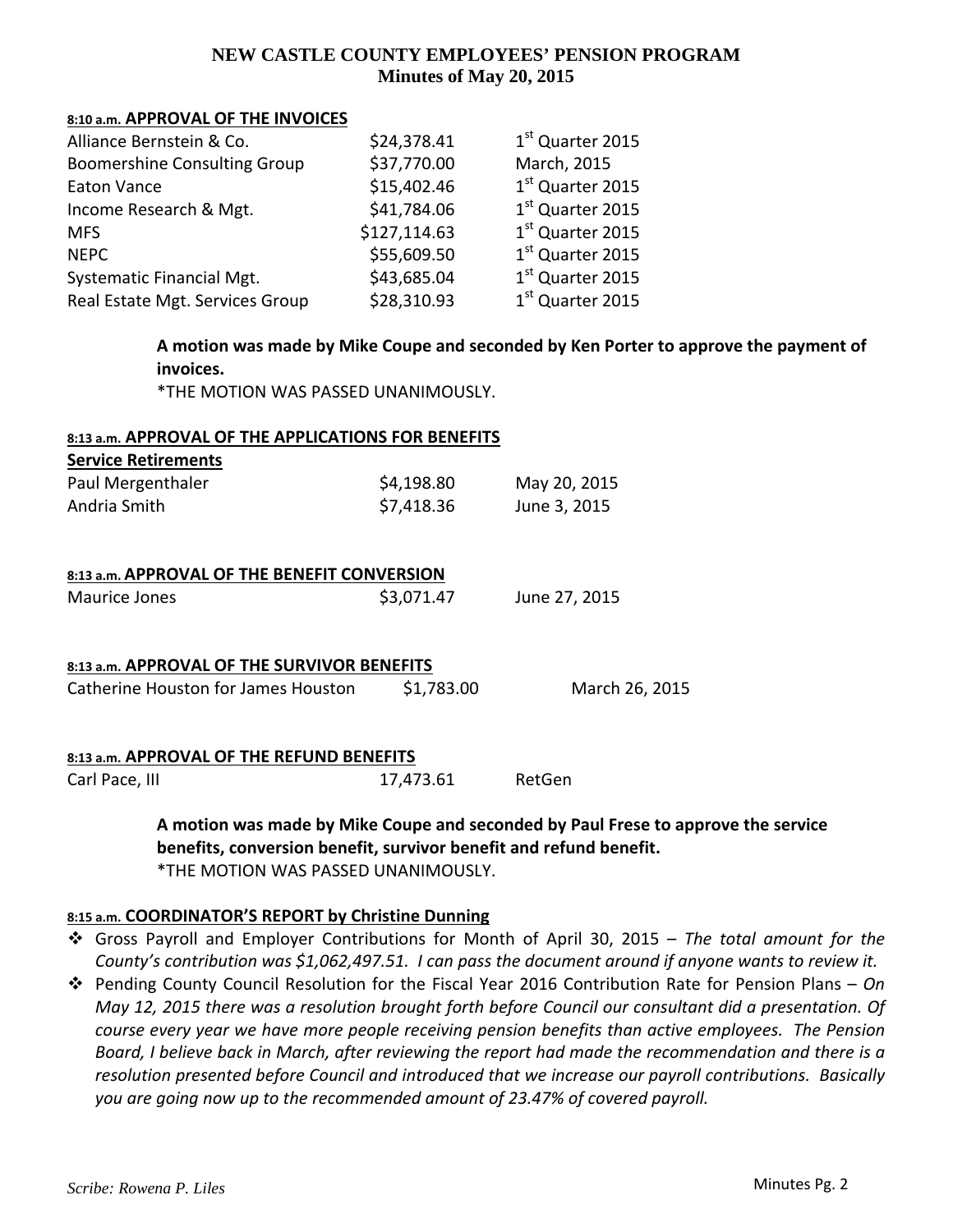# NEW CASTLE COUNTY EMPLOYEES' PENSION PROGRAM
## Minutes of May 20, 2015

**8:10 a.m. APPROVAL OF THE INVOICES**

| | | |
|---|---|---|
| Alliance Bernstein & Co. | $24,378.41 | 1st Quarter 2015 |
| Boomershine Consulting Group | $37,770.00 | March, 2015 |
| Eaton Vance | $15,402.46 | 1st Quarter 2015 |
| Income Research & Mgt. | $41,784.06 | 1st Quarter 2015 |
| MFS | $127,114.63 | 1st Quarter 2015 |
| NEPC | $55,609.50 | 1st Quarter 2015 |
| Systematic Financial Mgt. | $43,685.04 | 1st Quarter 2015 |
| Real Estate Mgt. Services Group | $28,310.93 | 1st Quarter 2015 |

**A motion was made by Mike Coupe and seconded by Ken Porter to approve the payment of invoices.**
*THE MOTION WAS PASSED UNANIMOUSLY.

**8:13 a.m. APPROVAL OF THE APPLICATIONS FOR BENEFITS**

**Service Retirements**

| | | |
|---|---|---|
| Paul Mergenthaler | $4,198.80 | May 20, 2015 |
| Andria Smith | $7,418.36 | June 3, 2015 |

**8:13 a.m. APPROVAL OF THE BENEFIT CONVERSION**

| | | |
|---|---|---|
| Maurice Jones | $3,071.47 | June 27, 2015 |

**8:13 a.m. APPROVAL OF THE SURVIVOR BENEFITS**

| | | |
|---|---|---|
| Catherine Houston for James Houston | $1,783.00 | March 26, 2015 |

**8:13 a.m. APPROVAL OF THE REFUND BENEFITS**

| | | |
|---|---|---|
| Carl Pace, III | 17,473.61 | RetGen |

**A motion was made by Mike Coupe and seconded by Paul Frese to approve the service benefits, conversion benefit, survivor benefit and refund benefit.**
*THE MOTION WAS PASSED UNANIMOUSLY.

**8:15 a.m. COORDINATOR'S REPORT by Christine Dunning**

- Gross Payroll and Employer Contributions for Month of April 30, 2015 – *The total amount for the County's contribution was $1,062,497.51. I can pass the document around if anyone wants to review it.*
- Pending County Council Resolution for the Fiscal Year 2016 Contribution Rate for Pension Plans – *On May 12, 2015 there was a resolution brought forth before Council our consultant did a presentation. Of course every year we have more people receiving pension benefits than active employees. The Pension Board, I believe back in March, after reviewing the report had made the recommendation and there is a resolution presented before Council and introduced that we increase our payroll contributions. Basically you are going now up to the recommended amount of 23.47% of covered payroll.*

*Scribe: Rowena P. Liles*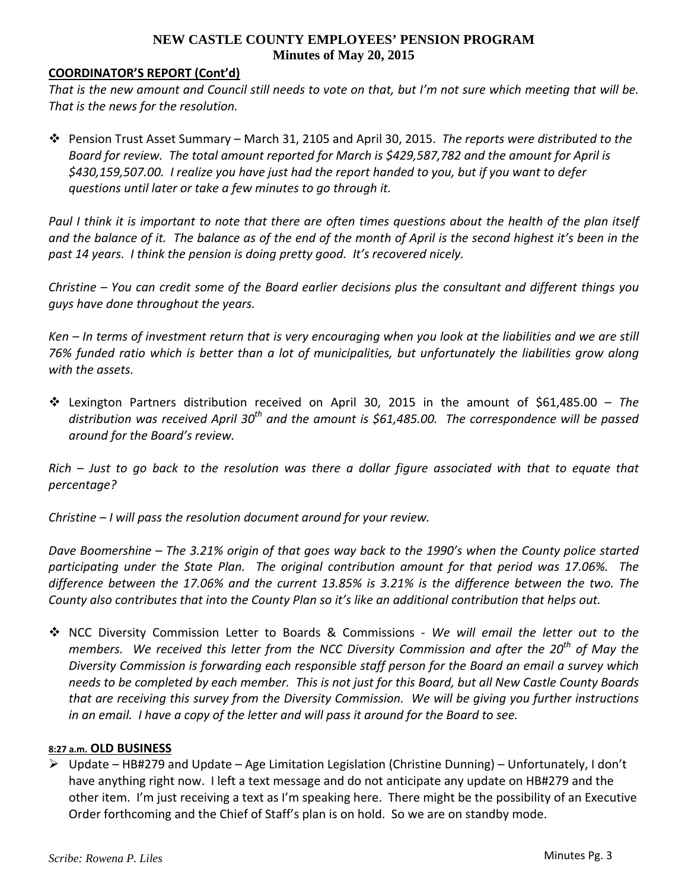**COORDINATOR'S REPORT (Cont'd)**

*That is the new amount and Council still needs to vote on that, but I'm not sure which meeting that will be. That is the news for the resolution.*

- Pension Trust Asset Summary – March 31, 2105 and April 30, 2015. *The reports were distributed to the Board for review. The total amount reported for March is $429,587,782 and the amount for April is $430,159,507.00. I realize you have just had the report handed to you, but if you want to defer questions until later or take a few minutes to go through it.*

*Paul I think it is important to note that there are often times questions about the health of the plan itself and the balance of it. The balance as of the end of the month of April is the second highest it's been in the past 14 years. I think the pension is doing pretty good. It's recovered nicely.*

*Christine – You can credit some of the Board earlier decisions plus the consultant and different things you guys have done throughout the years.*

*Ken – In terms of investment return that is very encouraging when you look at the liabilities and we are still 76% funded ratio which is better than a lot of municipalities, but unfortunately the liabilities grow along with the assets.*

- Lexington Partners distribution received on April 30, 2015 in the amount of $61,485.00 – *The distribution was received April 30th and the amount is $61,485.00. The correspondence will be passed around for the Board's review.*

*Rich – Just to go back to the resolution was there a dollar figure associated with that to equate that percentage?*

*Christine – I will pass the resolution document around for your review.*

*Dave Boomershine – The 3.21% origin of that goes way back to the 1990's when the County police started participating under the State Plan. The original contribution amount for that period was 17.06%. The difference between the 17.06% and the current 13.85% is 3.21% is the difference between the two. The County also contributes that into the County Plan so it's like an additional contribution that helps out.*

- NCC Diversity Commission Letter to Boards & Commissions - *We will email the letter out to the members. We received this letter from the NCC Diversity Commission and after the 20th of May the Diversity Commission is forwarding each responsible staff person for the Board an email a survey which needs to be completed by each member. This is not just for this Board, but all New Castle County Boards that are receiving this survey from the Diversity Commission. We will be giving you further instructions in an email. I have a copy of the letter and will pass it around for the Board to see.*

**8:27 a.m. OLD BUSINESS**

- Update – HB#279 and Update – Age Limitation Legislation (Christine Dunning) – Unfortunately, I don't have anything right now. I left a text message and do not anticipate any update on HB#279 and the other item. I'm just receiving a text as I'm speaking here. There might be the possibility of an Executive Order forthcoming and the Chief of Staff's plan is on hold. So we are on standby mode.

*Scribe: Rowena P. Liles*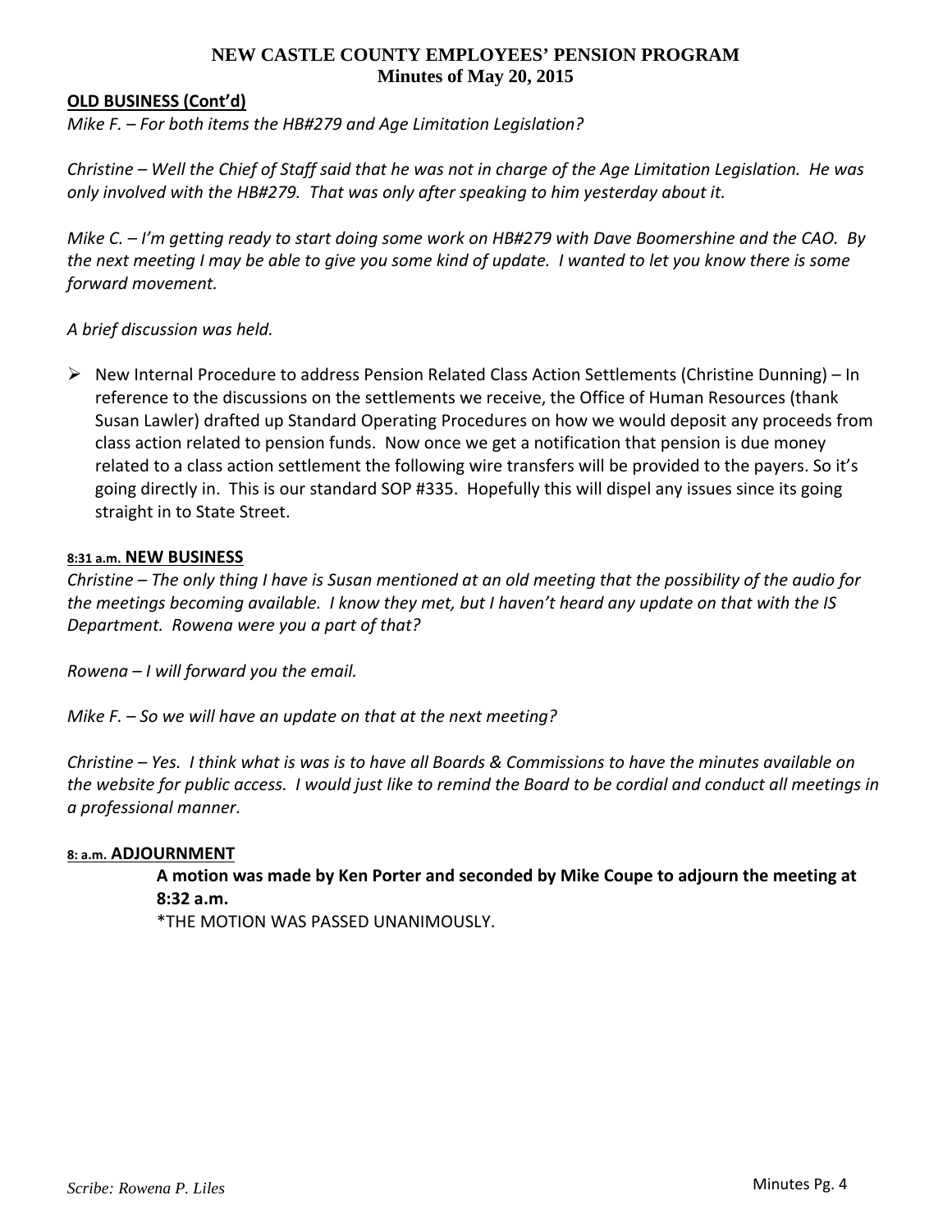**OLD BUSINESS (Cont'd)**

*Mike F. – For both items the HB#279 and Age Limitation Legislation?*

*Christine – Well the Chief of Staff said that he was not in charge of the Age Limitation Legislation. He was only involved with the HB#279. That was only after speaking to him yesterday about it.*

*Mike C. – I'm getting ready to start doing some work on HB#279 with Dave Boomershine and the CAO. By the next meeting I may be able to give you some kind of update. I wanted to let you know there is some forward movement.*

*A brief discussion was held.*

- New Internal Procedure to address Pension Related Class Action Settlements (Christine Dunning) – In reference to the discussions on the settlements we receive, the Office of Human Resources (thank Susan Lawler) drafted up Standard Operating Procedures on how we would deposit any proceeds from class action related to pension funds. Now once we get a notification that pension is due money related to a class action settlement the following wire transfers will be provided to the payers. So it's going directly in. This is our standard SOP #335. Hopefully this will dispel any issues since its going straight in to State Street.

**8:31 a.m. NEW BUSINESS**

*Christine – The only thing I have is Susan mentioned at an old meeting that the possibility of the audio for the meetings becoming available. I know they met, but I haven't heard any update on that with the IS Department. Rowena were you a part of that?*

*Rowena – I will forward you the email.*

*Mike F. – So we will have an update on that at the next meeting?*

*Christine – Yes. I think what is was is to have all Boards & Commissions to have the minutes available on the website for public access. I would just like to remind the Board to be cordial and conduct all meetings in a professional manner.*

**8: a.m. ADJOURNMENT**

**A motion was made by Ken Porter and seconded by Mike Coupe to adjourn the meeting at 8:32 a.m.**

*THE MOTION WAS PASSED UNANIMOUSLY.

*Scribe: Rowena P. Liles*